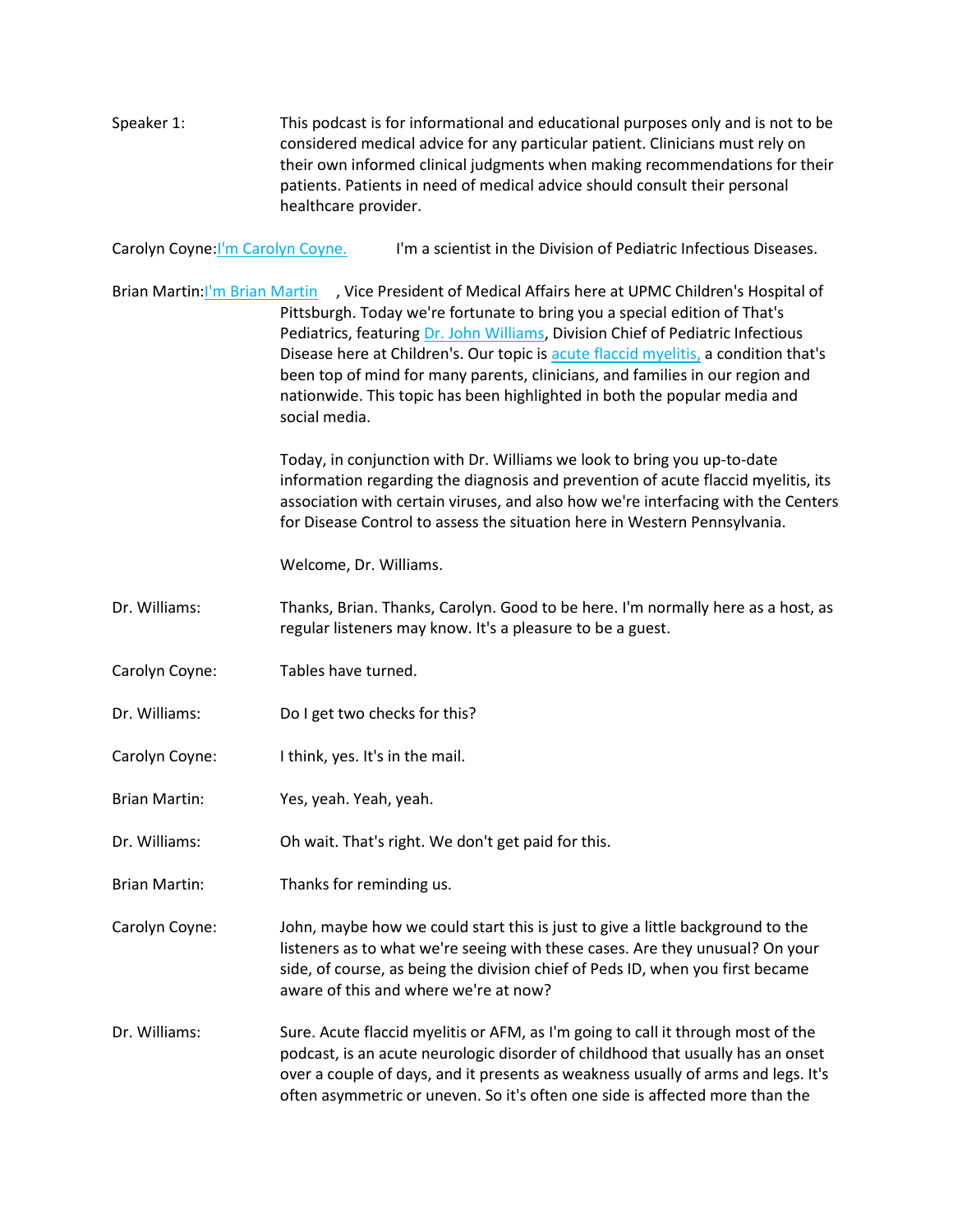Speaker 1: This podcast is for informational and educational purposes only and is not to be considered medical advice for any particular patient. Clinicians must rely on their own informed clinical judgments when making recommendations for their patients. Patients in need of medical advice should consult their personal healthcare provider.

Carolyn Coyne: I'm Carolyn Coyne. I'm a scientist in the Division of Pediatric Infectious Diseases.

Brian Martin: I'm Brian Martin, Vice President of Medical Affairs here at UPMC Children's Hospital of Pittsburgh. Today we're fortunate to bring you a special edition of That's Pediatrics, featuring Dr. John Williams, Division Chief of Pediatric Infectious Disease here at Children's. Our topic is acute flaccid myelitis, a condition that's been top of mind for many parents, clinicians, and families in our region and nationwide. This topic has been highlighted in both the popular media and social media.

Today, in conjunction with Dr. Williams we look to bring you up-to-date information regarding the diagnosis and prevention of acute flaccid myelitis, its association with certain viruses, and also how we're interfacing with the Centers for Disease Control to assess the situation here in Western Pennsylvania.

Welcome, Dr. Williams.

Dr. Williams: Thanks, Brian. Thanks, Carolyn. Good to be here. I'm normally here as a host, as regular listeners may know. It's a pleasure to be a guest.

Carolyn Coyne: Tables have turned.

Dr. Williams: Do I get two checks for this?

Carolyn Coyne: I think, yes. It's in the mail.

Brian Martin: Yes, yeah. Yeah, yeah.

Dr. Williams: Oh wait. That's right. We don't get paid for this.

Brian Martin: Thanks for reminding us.

Carolyn Coyne: John, maybe how we could start this is just to give a little background to the listeners as to what we're seeing with these cases. Are they unusual? On your side, of course, as being the division chief of Peds ID, when you first became aware of this and where we're at now?

Dr. Williams: Sure. Acute flaccid myelitis or AFM, as I'm going to call it through most of the podcast, is an acute neurologic disorder of childhood that usually has an onset over a couple of days, and it presents as weakness usually of arms and legs. It's often asymmetric or uneven. So it's often one side is affected more than the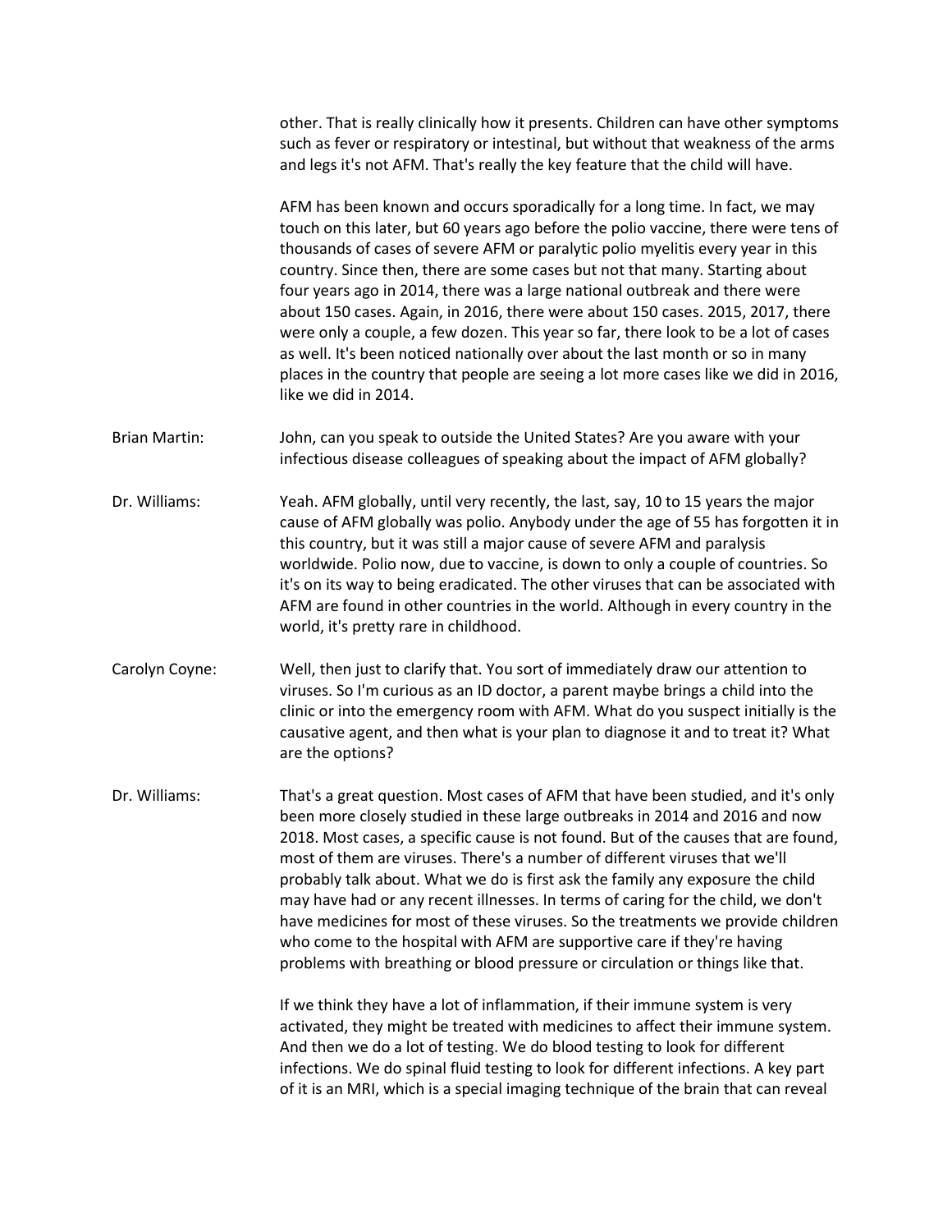other. That is really clinically how it presents. Children can have other symptoms such as fever or respiratory or intestinal, but without that weakness of the arms and legs it's not AFM. That's really the key feature that the child will have.

AFM has been known and occurs sporadically for a long time. In fact, we may touch on this later, but 60 years ago before the polio vaccine, there were tens of thousands of cases of severe AFM or paralytic polio myelitis every year in this country. Since then, there are some cases but not that many. Starting about four years ago in 2014, there was a large national outbreak and there were about 150 cases. Again, in 2016, there were about 150 cases. 2015, 2017, there were only a couple, a few dozen. This year so far, there look to be a lot of cases as well. It's been noticed nationally over about the last month or so in many places in the country that people are seeing a lot more cases like we did in 2016, like we did in 2014.

**Brian Martin:** John, can you speak to outside the United States? Are you aware with your infectious disease colleagues of speaking about the impact of AFM globally?

**Dr. Williams:** Yeah. AFM globally, until very recently, the last, say, 10 to 15 years the major cause of AFM globally was polio. Anybody under the age of 55 has forgotten it in this country, but it was still a major cause of severe AFM and paralysis worldwide. Polio now, due to vaccine, is down to only a couple of countries. So it's on its way to being eradicated. The other viruses that can be associated with AFM are found in other countries in the world. Although in every country in the world, it's pretty rare in childhood.

**Carolyn Coyne:** Well, then just to clarify that. You sort of immediately draw our attention to viruses. So I'm curious as an ID doctor, a parent maybe brings a child into the clinic or into the emergency room with AFM. What do you suspect initially is the causative agent, and then what is your plan to diagnose it and to treat it? What are the options?

**Dr. Williams:** That's a great question. Most cases of AFM that have been studied, and it's only been more closely studied in these large outbreaks in 2014 and 2016 and now 2018. Most cases, a specific cause is not found. But of the causes that are found, most of them are viruses. There's a number of different viruses that we'll probably talk about. What we do is first ask the family any exposure the child may have had or any recent illnesses. In terms of caring for the child, we don't have medicines for most of these viruses. So the treatments we provide children who come to the hospital with AFM are supportive care if they're having problems with breathing or blood pressure or circulation or things like that.

If we think they have a lot of inflammation, if their immune system is very activated, they might be treated with medicines to affect their immune system. And then we do a lot of testing. We do blood testing to look for different infections. We do spinal fluid testing to look for different infections. A key part of it is an MRI, which is a special imaging technique of the brain that can reveal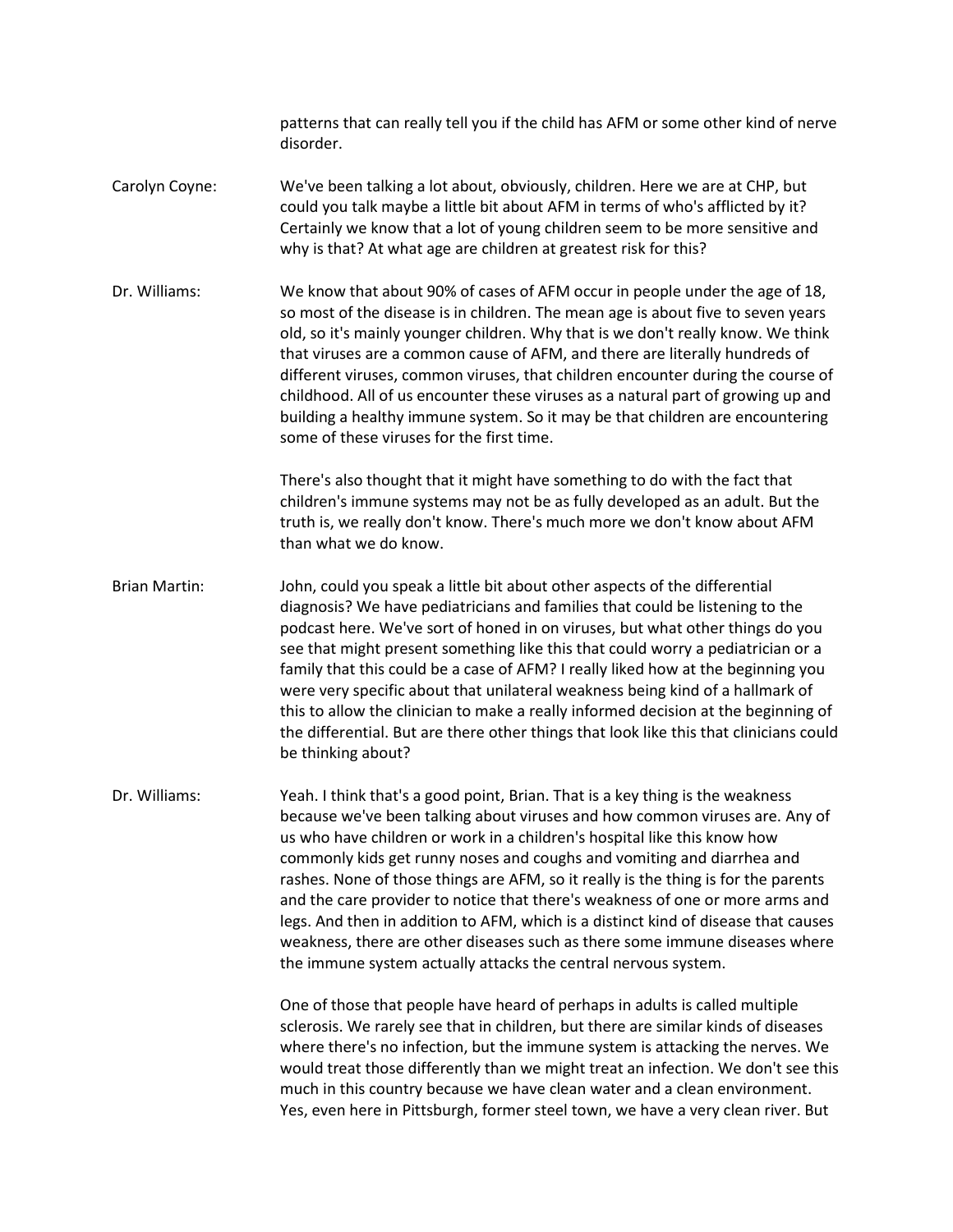patterns that can really tell you if the child has AFM or some other kind of nerve disorder.

**Carolyn Coyne:** We've been talking a lot about, obviously, children. Here we are at CHP, but could you talk maybe a little bit about AFM in terms of who's afflicted by it? Certainly we know that a lot of young children seem to be more sensitive and why is that? At what age are children at greatest risk for this?

**Dr. Williams:** We know that about 90% of cases of AFM occur in people under the age of 18, so most of the disease is in children. The mean age is about five to seven years old, so it's mainly younger children. Why that is we don't really know. We think that viruses are a common cause of AFM, and there are literally hundreds of different viruses, common viruses, that children encounter during the course of childhood. All of us encounter these viruses as a natural part of growing up and building a healthy immune system. So it may be that children are encountering some of these viruses for the first time.

There's also thought that it might have something to do with the fact that children's immune systems may not be as fully developed as an adult. But the truth is, we really don't know. There's much more we don't know about AFM than what we do know.

**Brian Martin:** John, could you speak a little bit about other aspects of the differential diagnosis? We have pediatricians and families that could be listening to the podcast here. We've sort of honed in on viruses, but what other things do you see that might present something like this that could worry a pediatrician or a family that this could be a case of AFM? I really liked how at the beginning you were very specific about that unilateral weakness being kind of a hallmark of this to allow the clinician to make a really informed decision at the beginning of the differential. But are there other things that look like this that clinicians could be thinking about?

**Dr. Williams:** Yeah. I think that's a good point, Brian. That is a key thing is the weakness because we've been talking about viruses and how common viruses are. Any of us who have children or work in a children's hospital like this know how commonly kids get runny noses and coughs and vomiting and diarrhea and rashes. None of those things are AFM, so it really is the thing is for the parents and the care provider to notice that there's weakness of one or more arms and legs. And then in addition to AFM, which is a distinct kind of disease that causes weakness, there are other diseases such as there some immune diseases where the immune system actually attacks the central nervous system.

One of those that people have heard of perhaps in adults is called multiple sclerosis. We rarely see that in children, but there are similar kinds of diseases where there's no infection, but the immune system is attacking the nerves. We would treat those differently than we might treat an infection. We don't see this much in this country because we have clean water and a clean environment. Yes, even here in Pittsburgh, former steel town, we have a very clean river. But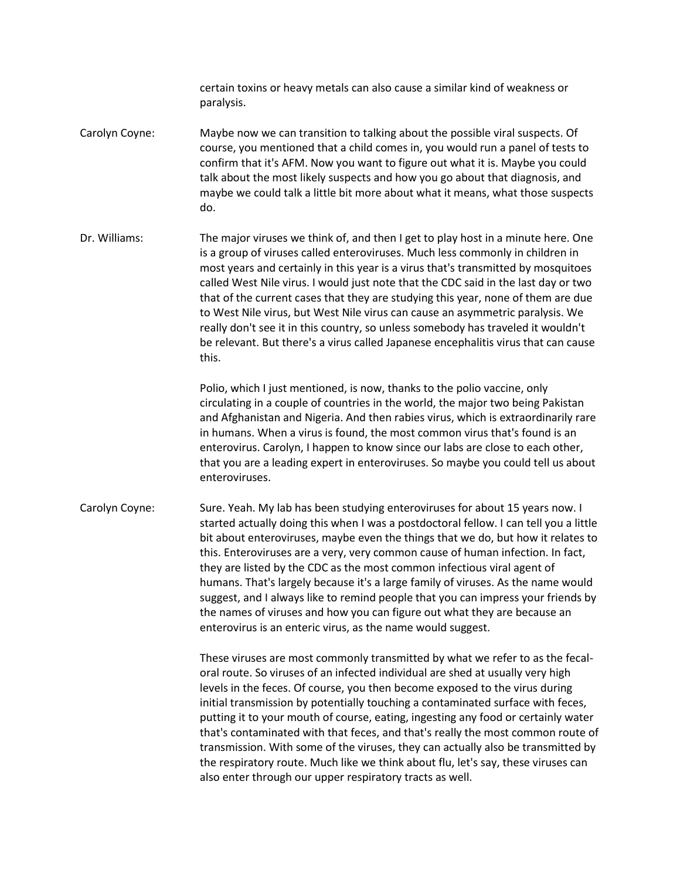certain toxins or heavy metals can also cause a similar kind of weakness or paralysis.

**Carolyn Coyne:** Maybe now we can transition to talking about the possible viral suspects. Of course, you mentioned that a child comes in, you would run a panel of tests to confirm that it's AFM. Now you want to figure out what it is. Maybe you could talk about the most likely suspects and how you go about that diagnosis, and maybe we could talk a little bit more about what it means, what those suspects do.

**Dr. Williams:** The major viruses we think of, and then I get to play host in a minute here. One is a group of viruses called enteroviruses. Much less commonly in children in most years and certainly in this year is a virus that's transmitted by mosquitoes called West Nile virus. I would just note that the CDC said in the last day or two that of the current cases that they are studying this year, none of them are due to West Nile virus, but West Nile virus can cause an asymmetric paralysis. We really don't see it in this country, so unless somebody has traveled it wouldn't be relevant. But there's a virus called Japanese encephalitis virus that can cause this.

Polio, which I just mentioned, is now, thanks to the polio vaccine, only circulating in a couple of countries in the world, the major two being Pakistan and Afghanistan and Nigeria. And then rabies virus, which is extraordinarily rare in humans. When a virus is found, the most common virus that's found is an enterovirus. Carolyn, I happen to know since our labs are close to each other, that you are a leading expert in enteroviruses. So maybe you could tell us about enteroviruses.

**Carolyn Coyne:** Sure. Yeah. My lab has been studying enteroviruses for about 15 years now. I started actually doing this when I was a postdoctoral fellow. I can tell you a little bit about enteroviruses, maybe even the things that we do, but how it relates to this. Enteroviruses are a very, very common cause of human infection. In fact, they are listed by the CDC as the most common infectious viral agent of humans. That's largely because it's a large family of viruses. As the name would suggest, and I always like to remind people that you can impress your friends by the names of viruses and how you can figure out what they are because an enterovirus is an enteric virus, as the name would suggest.

These viruses are most commonly transmitted by what we refer to as the fecal-oral route. So viruses of an infected individual are shed at usually very high levels in the feces. Of course, you then become exposed to the virus during initial transmission by potentially touching a contaminated surface with feces, putting it to your mouth of course, eating, ingesting any food or certainly water that's contaminated with that feces, and that's really the most common route of transmission. With some of the viruses, they can actually also be transmitted by the respiratory route. Much like we think about flu, let's say, these viruses can also enter through our upper respiratory tracts as well.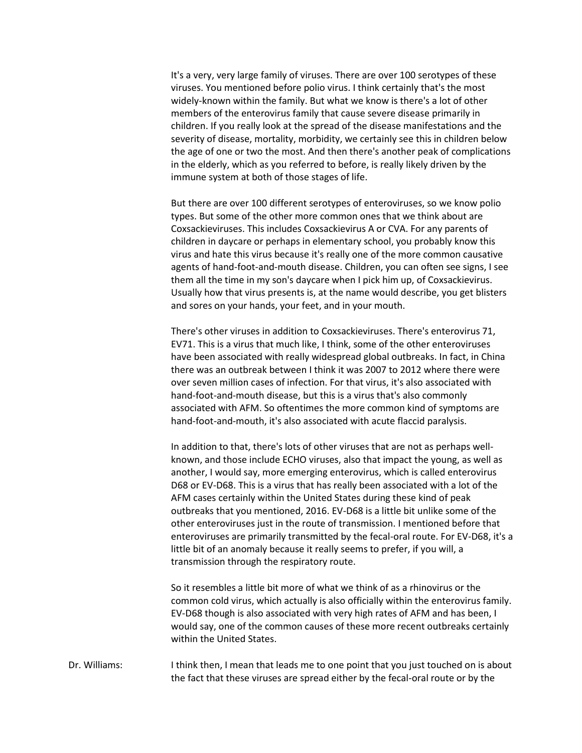It's a very, very large family of viruses. There are over 100 serotypes of these viruses. You mentioned before polio virus. I think certainly that's the most widely-known within the family. But what we know is there's a lot of other members of the enterovirus family that cause severe disease primarily in children. If you really look at the spread of the disease manifestations and the severity of disease, mortality, morbidity, we certainly see this in children below the age of one or two the most. And then there's another peak of complications in the elderly, which as you referred to before, is really likely driven by the immune system at both of those stages of life.

But there are over 100 different serotypes of enteroviruses, so we know polio types. But some of the other more common ones that we think about are Coxsackieviruses. This includes Coxsackievirus A or CVA. For any parents of children in daycare or perhaps in elementary school, you probably know this virus and hate this virus because it's really one of the more common causative agents of hand-foot-and-mouth disease. Children, you can often see signs, I see them all the time in my son's daycare when I pick him up, of Coxsackievirus. Usually how that virus presents is, at the name would describe, you get blisters and sores on your hands, your feet, and in your mouth.

There's other viruses in addition to Coxsackieviruses. There's enterovirus 71, EV71. This is a virus that much like, I think, some of the other enteroviruses have been associated with really widespread global outbreaks. In fact, in China there was an outbreak between I think it was 2007 to 2012 where there were over seven million cases of infection. For that virus, it's also associated with hand-foot-and-mouth disease, but this is a virus that's also commonly associated with AFM. So oftentimes the more common kind of symptoms are hand-foot-and-mouth, it's also associated with acute flaccid paralysis.

In addition to that, there's lots of other viruses that are not as perhaps well-known, and those include ECHO viruses, also that impact the young, as well as another, I would say, more emerging enterovirus, which is called enterovirus D68 or EV-D68. This is a virus that has really been associated with a lot of the AFM cases certainly within the United States during these kind of peak outbreaks that you mentioned, 2016. EV-D68 is a little bit unlike some of the other enteroviruses just in the route of transmission. I mentioned before that enteroviruses are primarily transmitted by the fecal-oral route. For EV-D68, it's a little bit of an anomaly because it really seems to prefer, if you will, a transmission through the respiratory route.

So it resembles a little bit more of what we think of as a rhinovirus or the common cold virus, which actually is also officially within the enterovirus family. EV-D68 though is also associated with very high rates of AFM and has been, I would say, one of the common causes of these more recent outbreaks certainly within the United States.

Dr. Williams: I think then, I mean that leads me to one point that you just touched on is about the fact that these viruses are spread either by the fecal-oral route or by the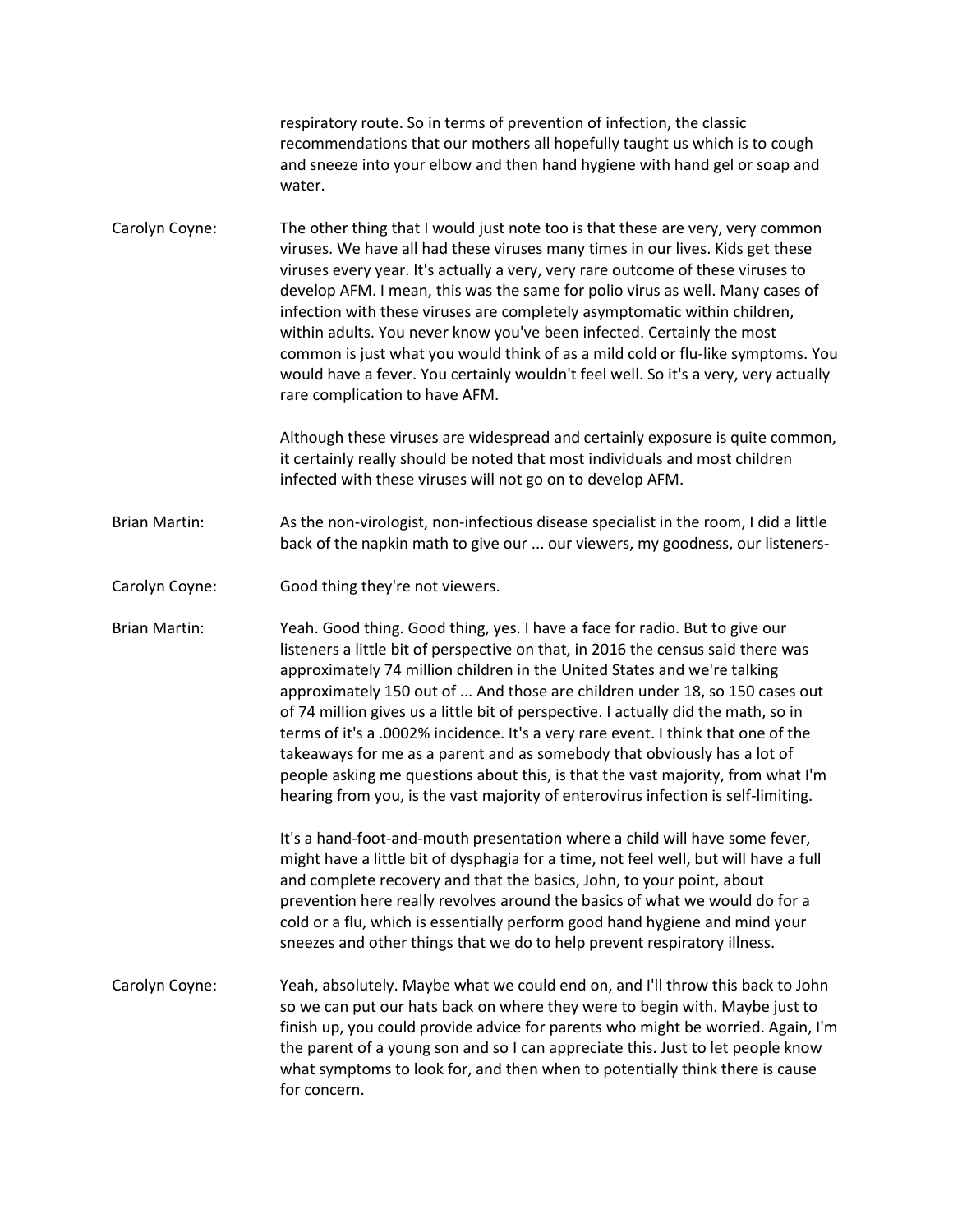respiratory route. So in terms of prevention of infection, the classic recommendations that our mothers all hopefully taught us which is to cough and sneeze into your elbow and then hand hygiene with hand gel or soap and water.

Carolyn Coyne: The other thing that I would just note too is that these are very, very common viruses. We have all had these viruses many times in our lives. Kids get these viruses every year. It's actually a very, very rare outcome of these viruses to develop AFM. I mean, this was the same for polio virus as well. Many cases of infection with these viruses are completely asymptomatic within children, within adults. You never know you've been infected. Certainly the most common is just what you would think of as a mild cold or flu-like symptoms. You would have a fever. You certainly wouldn't feel well. So it's a very, very actually rare complication to have AFM.

Although these viruses are widespread and certainly exposure is quite common, it certainly really should be noted that most individuals and most children infected with these viruses will not go on to develop AFM.

Brian Martin: As the non-virologist, non-infectious disease specialist in the room, I did a little back of the napkin math to give our ... our viewers, my goodness, our listeners-

Carolyn Coyne: Good thing they're not viewers.

Brian Martin: Yeah. Good thing. Good thing, yes. I have a face for radio. But to give our listeners a little bit of perspective on that, in 2016 the census said there was approximately 74 million children in the United States and we're talking approximately 150 out of ... And those are children under 18, so 150 cases out of 74 million gives us a little bit of perspective. I actually did the math, so in terms of it's a .0002% incidence. It's a very rare event. I think that one of the takeaways for me as a parent and as somebody that obviously has a lot of people asking me questions about this, is that the vast majority, from what I'm hearing from you, is the vast majority of enterovirus infection is self-limiting.

It's a hand-foot-and-mouth presentation where a child will have some fever, might have a little bit of dysphagia for a time, not feel well, but will have a full and complete recovery and that the basics, John, to your point, about prevention here really revolves around the basics of what we would do for a cold or a flu, which is essentially perform good hand hygiene and mind your sneezes and other things that we do to help prevent respiratory illness.

Carolyn Coyne: Yeah, absolutely. Maybe what we could end on, and I'll throw this back to John so we can put our hats back on where they were to begin with. Maybe just to finish up, you could provide advice for parents who might be worried. Again, I'm the parent of a young son and so I can appreciate this. Just to let people know what symptoms to look for, and then when to potentially think there is cause for concern.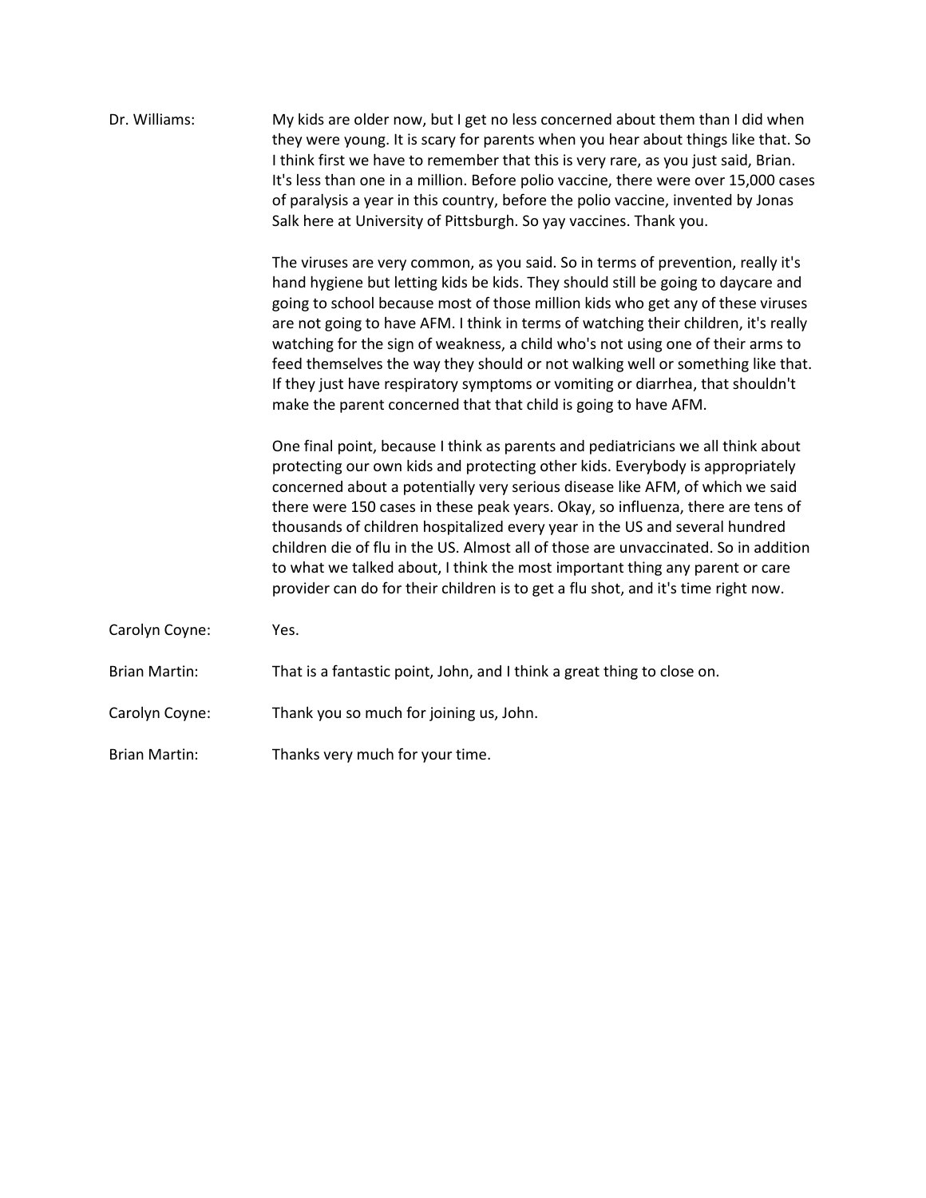**Dr. Williams:** My kids are older now, but I get no less concerned about them than I did when they were young. It is scary for parents when you hear about things like that. So I think first we have to remember that this is very rare, as you just said, Brian. It's less than one in a million. Before polio vaccine, there were over 15,000 cases of paralysis a year in this country, before the polio vaccine, invented by Jonas Salk here at University of Pittsburgh. So yay vaccines. Thank you.

The viruses are very common, as you said. So in terms of prevention, really it's hand hygiene but letting kids be kids. They should still be going to daycare and going to school because most of those million kids who get any of these viruses are not going to have AFM. I think in terms of watching their children, it's really watching for the sign of weakness, a child who's not using one of their arms to feed themselves the way they should or not walking well or something like that. If they just have respiratory symptoms or vomiting or diarrhea, that shouldn't make the parent concerned that that child is going to have AFM.

One final point, because I think as parents and pediatricians we all think about protecting our own kids and protecting other kids. Everybody is appropriately concerned about a potentially very serious disease like AFM, of which we said there were 150 cases in these peak years. Okay, so influenza, there are tens of thousands of children hospitalized every year in the US and several hundred children die of flu in the US. Almost all of those are unvaccinated. So in addition to what we talked about, I think the most important thing any parent or care provider can do for their children is to get a flu shot, and it's time right now.

**Carolyn Coyne:** Yes.

**Brian Martin:** That is a fantastic point, John, and I think a great thing to close on.

**Carolyn Coyne:** Thank you so much for joining us, John.

**Brian Martin:** Thanks very much for your time.